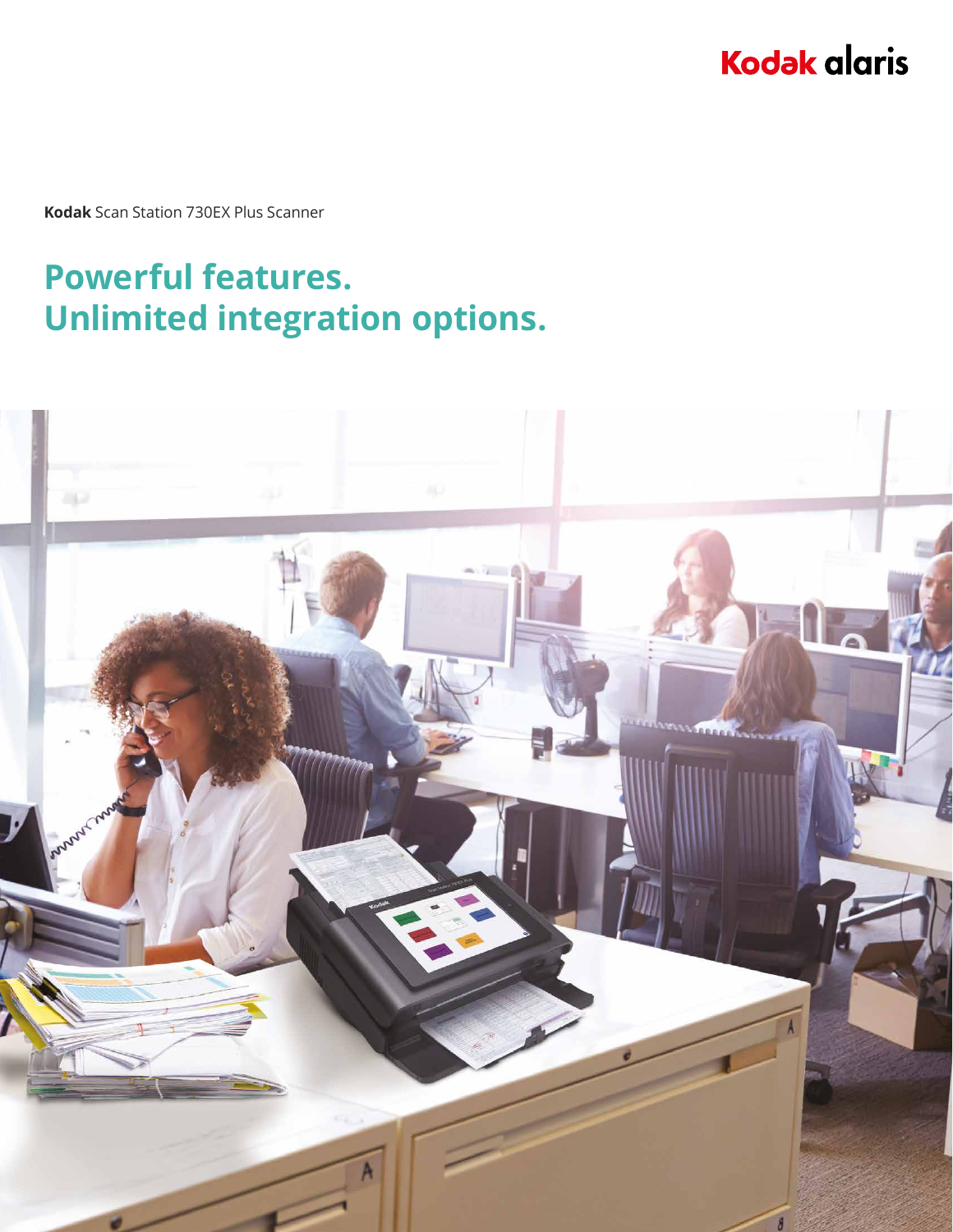Kodak alaris

**Kodak** Scan Station 730EX Plus Scanner

# Powerful features.
# Unlimited integration options.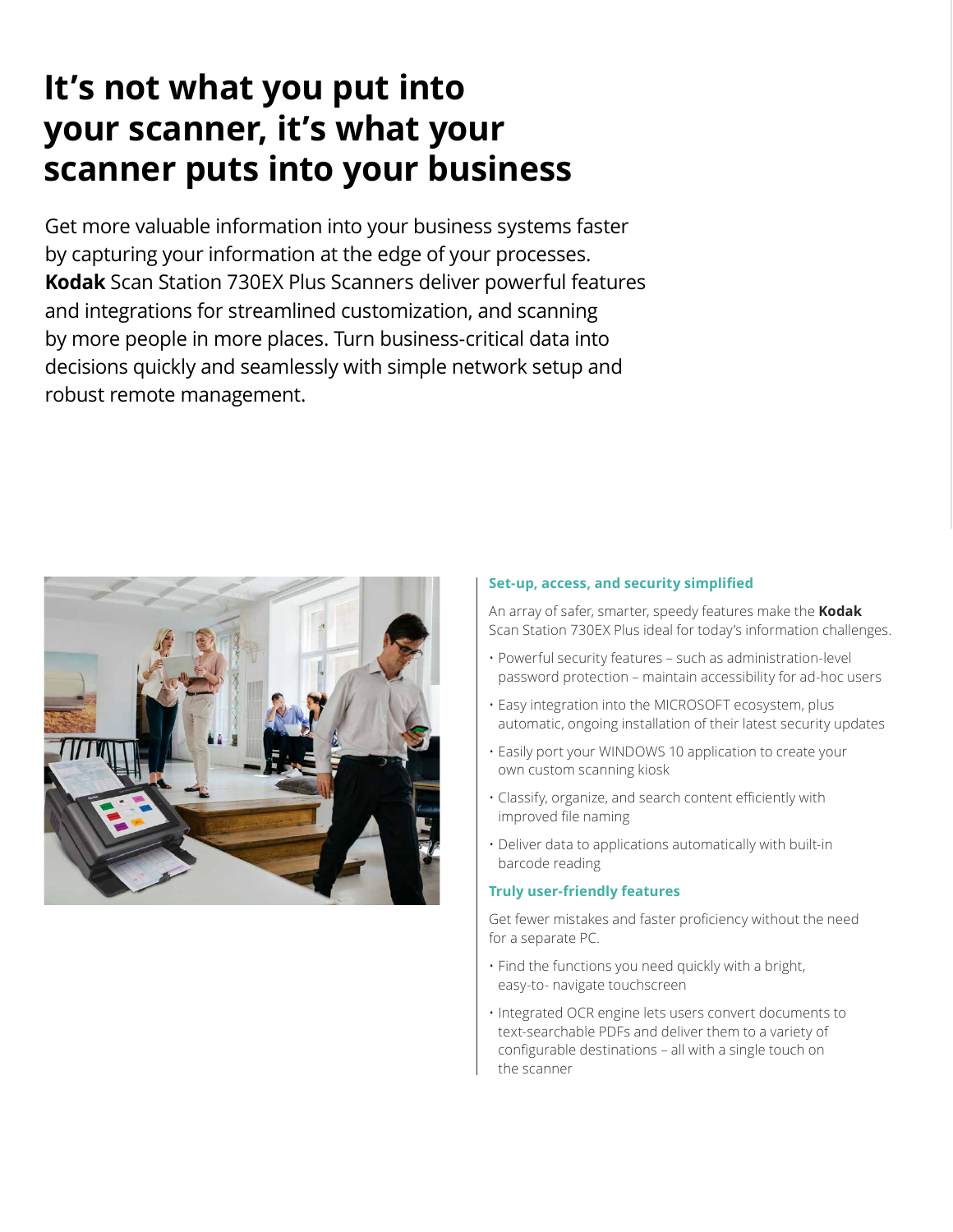# It's not what you put into your scanner, it's what your scanner puts into your business

Get more valuable information into your business systems faster by capturing your information at the edge of your processes. **Kodak** Scan Station 730EX Plus Scanners deliver powerful features and integrations for streamlined customization, and scanning by more people in more places. Turn business-critical data into decisions quickly and seamlessly with simple network setup and robust remote management.

### Set-up, access, and security simplified

An array of safer, smarter, speedy features make the **Kodak** Scan Station 730EX Plus ideal for today's information challenges.

- Powerful security features – such as administration-level password protection – maintain accessibility for ad-hoc users
- Easy integration into the MICROSOFT ecosystem, plus automatic, ongoing installation of their latest security updates
- Easily port your WINDOWS 10 application to create your own custom scanning kiosk
- Classify, organize, and search content efficiently with improved file naming
- Deliver data to applications automatically with built-in barcode reading

### Truly user-friendly features

Get fewer mistakes and faster proficiency without the need for a separate PC.

- Find the functions you need quickly with a bright, easy-to- navigate touchscreen
- Integrated OCR engine lets users convert documents to text-searchable PDFs and deliver them to a variety of configurable destinations – all with a single touch on the scanner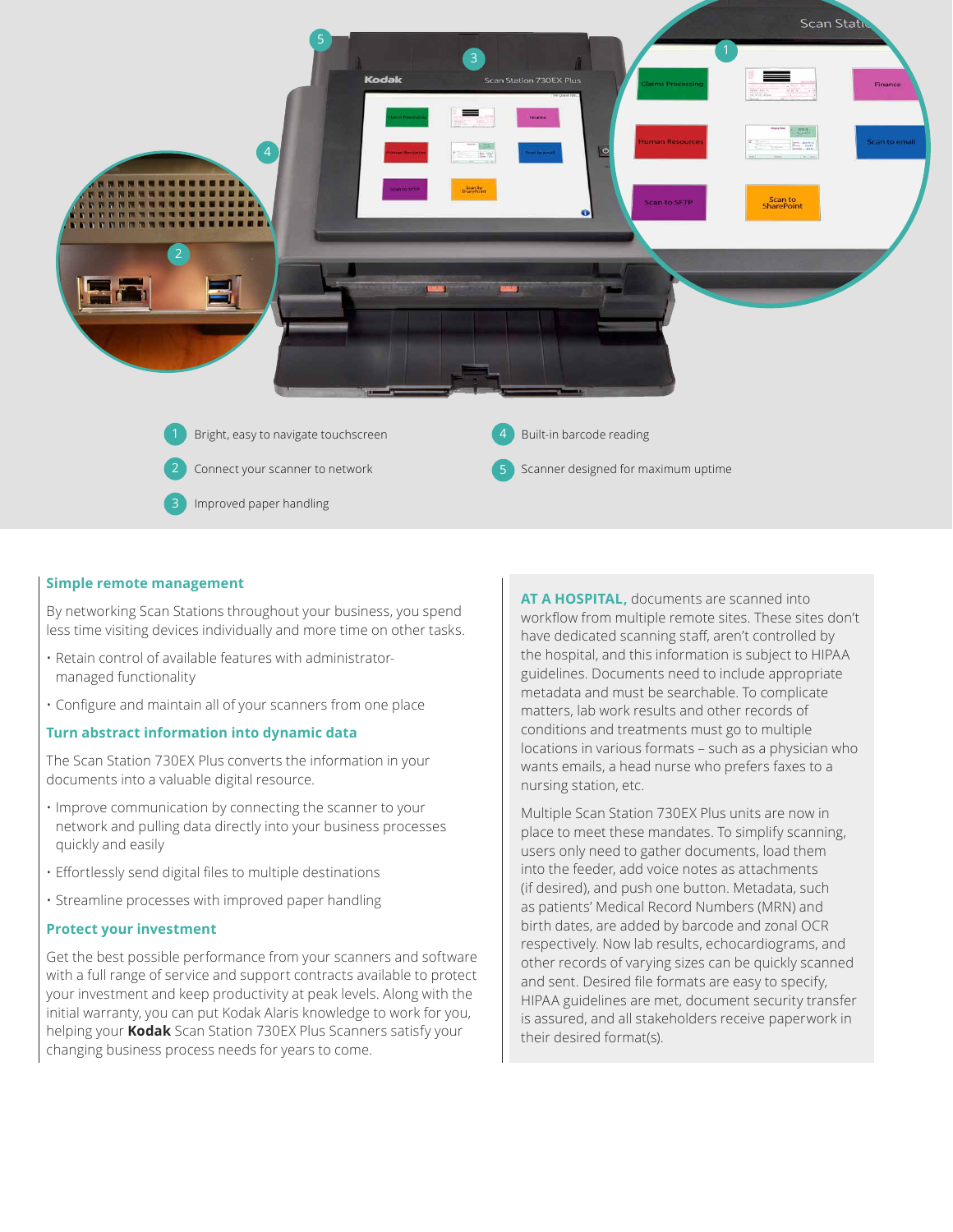1. Bright, easy to navigate touchscreen
2. Connect your scanner to network
3. Improved paper handling
4. Built-in barcode reading
5. Scanner designed for maximum uptime

### Simple remote management

By networking Scan Stations throughout your business, you spend less time visiting devices individually and more time on other tasks.

- Retain control of available features with administrator-managed functionality
- Configure and maintain all of your scanners from one place

### Turn abstract information into dynamic data

The Scan Station 730EX Plus converts the information in your documents into a valuable digital resource.

- Improve communication by connecting the scanner to your network and pulling data directly into your business processes quickly and easily
- Effortlessly send digital files to multiple destinations
- Streamline processes with improved paper handling

### Protect your investment

Get the best possible performance from your scanners and software with a full range of service and support contracts available to protect your investment and keep productivity at peak levels. Along with the initial warranty, you can put Kodak Alaris knowledge to work for you, helping your **Kodak** Scan Station 730EX Plus Scanners satisfy your changing business process needs for years to come.

**AT A HOSPITAL,** documents are scanned into workflow from multiple remote sites. These sites don't have dedicated scanning staff, aren't controlled by the hospital, and this information is subject to HIPAA guidelines. Documents need to include appropriate metadata and must be searchable. To complicate matters, lab work results and other records of conditions and treatments must go to multiple locations in various formats – such as a physician who wants emails, a head nurse who prefers faxes to a nursing station, etc.

Multiple Scan Station 730EX Plus units are now in place to meet these mandates. To simplify scanning, users only need to gather documents, load them into the feeder, add voice notes as attachments (if desired), and push one button. Metadata, such as patients' Medical Record Numbers (MRN) and birth dates, are added by barcode and zonal OCR respectively. Now lab results, echocardiograms, and other records of varying sizes can be quickly scanned and sent. Desired file formats are easy to specify, HIPAA guidelines are met, document security transfer is assured, and all stakeholders receive paperwork in their desired format(s).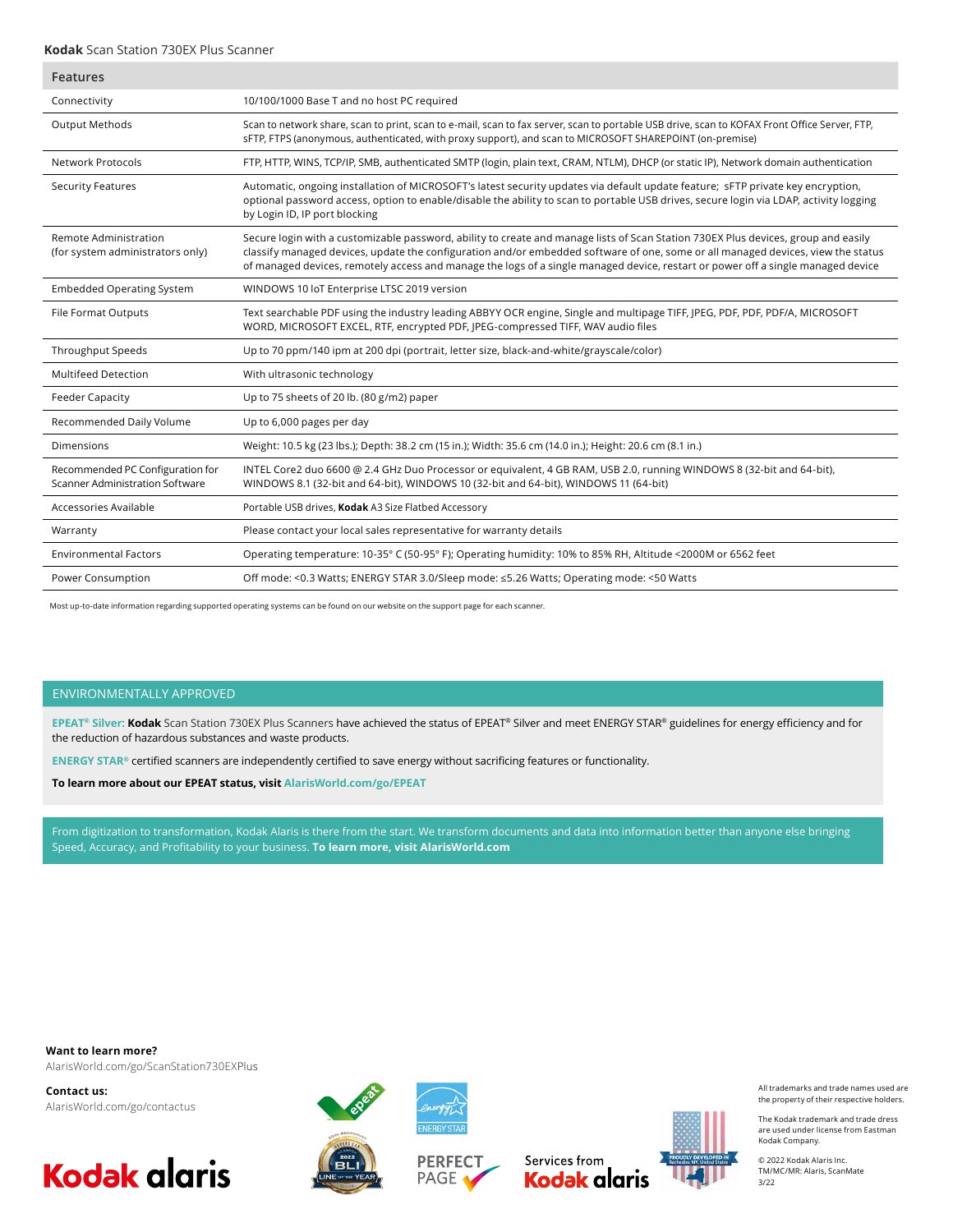**Kodak** Scan Station 730EX Plus Scanner

| Features | |
|---|---|
| Connectivity | 10/100/1000 Base T and no host PC required |
| Output Methods | Scan to network share, scan to print, scan to e-mail, scan to fax server, scan to portable USB drive, scan to KOFAX Front Office Server, FTP, sFTP, FTPS (anonymous, authenticated, with proxy support), and scan to MICROSOFT SHAREPOINT (on-premise) |
| Network Protocols | FTP, HTTP, WINS, TCP/IP, SMB, authenticated SMTP (login, plain text, CRAM, NTLM), DHCP (or static IP), Network domain authentication |
| Security Features | Automatic, ongoing installation of MICROSOFT's latest security updates via default update feature; sFTP private key encryption, optional password access, option to enable/disable the ability to scan to portable USB drives, secure login via LDAP, activity logging by Login ID, IP port blocking |
| Remote Administration (for system administrators only) | Secure login with a customizable password, ability to create and manage lists of Scan Station 730EX Plus devices, group and easily classify managed devices, update the configuration and/or embedded software of one, some or all managed devices, view the status of managed devices, remotely access and manage the logs of a single managed device, restart or power off a single managed device |
| Embedded Operating System | WINDOWS 10 IoT Enterprise LTSC 2019 version |
| File Format Outputs | Text searchable PDF using the industry leading ABBYY OCR engine, Single and multipage TIFF, JPEG, PDF, PDF, PDF/A, MICROSOFT WORD, MICROSOFT EXCEL, RTF, encrypted PDF, JPEG-compressed TIFF, WAV audio files |
| Throughput Speeds | Up to 70 ppm/140 ipm at 200 dpi (portrait, letter size, black-and-white/grayscale/color) |
| Multifeed Detection | With ultrasonic technology |
| Feeder Capacity | Up to 75 sheets of 20 lb. (80 g/m2) paper |
| Recommended Daily Volume | Up to 6,000 pages per day |
| Dimensions | Weight: 10.5 kg (23 lbs.); Depth: 38.2 cm (15 in.); Width: 35.6 cm (14.0 in.); Height: 20.6 cm (8.1 in.) |
| Recommended PC Configuration for Scanner Administration Software | INTEL Core2 duo 6600 @ 2.4 GHz Duo Processor or equivalent, 4 GB RAM, USB 2.0, running WINDOWS 8 (32-bit and 64-bit), WINDOWS 8.1 (32-bit and 64-bit), WINDOWS 10 (32-bit and 64-bit), WINDOWS 11 (64-bit) |
| Accessories Available | Portable USB drives, **Kodak** A3 Size Flatbed Accessory |
| Warranty | Please contact your local sales representative for warranty details |
| Environmental Factors | Operating temperature: 10-35° C (50-95° F); Operating humidity: 10% to 85% RH, Altitude <2000M or 6562 feet |
| Power Consumption | Off mode: <0.3 Watts; ENERGY STAR 3.0/Sleep mode: ≤5.26 Watts; Operating mode: <50 Watts |

Most up-to-date information regarding supported operating systems can be found on our website on the support page for each scanner.

## ENVIRONMENTALLY APPROVED

**EPEAT® Silver:** **Kodak** Scan Station 730EX Plus Scanners have achieved the status of EPEAT® Silver and meet ENERGY STAR® guidelines for energy efficiency and for the reduction of hazardous substances and waste products.

**ENERGY STAR®** certified scanners are independently certified to save energy without sacrificing features or functionality.

**To learn more about our EPEAT status, visit AlarisWorld.com/go/EPEAT**

From digitization to transformation, Kodak Alaris is there from the start. We transform documents and data into information better than anyone else bringing Speed, Accuracy, and Profitability to your business. **To learn more, visit AlarisWorld.com**

**Want to learn more?**
AlarisWorld.com/go/ScanStation730EXPlus

**Contact us:**
AlarisWorld.com/go/contactus

All trademarks and trade names used are the property of their respective holders.

The Kodak trademark and trade dress are used under license from Eastman Kodak Company.

© 2022 Kodak Alaris Inc.
TM/MC/MR: Alaris, ScanMate
3/22